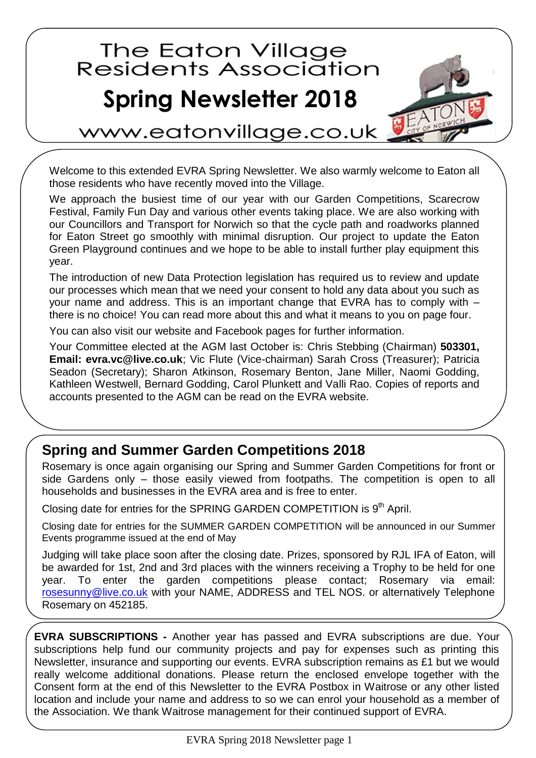# The Eaton Village Residents Association

# Spring Newsletter 2018

www.eatonvillage.co.uk

Welcome to this extended EVRA Spring Newsletter. We also warmly welcome to Eaton all those residents who have recently moved into the Village.

We approach the busiest time of our year with our Garden Competitions, Scarecrow Festival, Family Fun Day and various other events taking place. We are also working with our Councillors and Transport for Norwich so that the cycle path and roadworks planned for Eaton Street go smoothly with minimal disruption. Our project to update the Eaton Green Playground continues and we hope to be able to install further play equipment this year.

The introduction of new Data Protection legislation has required us to review and update our processes which mean that we need your consent to hold any data about you such as your name and address. This is an important change that EVRA has to comply with – there is no choice! You can read more about this and what it means to you on page four.

You can also visit our website and Facebook pages for further information.

Your Committee elected at the AGM last October is: Chris Stebbing (Chairman) **503301, Email: evra.vc@live.co.uk**; Vic Flute (Vice-chairman) Sarah Cross (Treasurer); Patricia Seadon (Secretary); Sharon Atkinson, Rosemary Benton, Jane Miller, Naomi Godding, Kathleen Westwell, Bernard Godding, Carol Plunkett and Valli Rao. Copies of reports and accounts presented to the AGM can be read on the EVRA website.

## Spring and Summer Garden Competitions 2018

Rosemary is once again organising our Spring and Summer Garden Competitions for front or side Gardens only – those easily viewed from footpaths. The competition is open to all households and businesses in the EVRA area and is free to enter.

Closing date for entries for the SPRING GARDEN COMPETITION is 9th April.

Closing date for entries for the SUMMER GARDEN COMPETITION will be announced in our Summer Events programme issued at the end of May

Judging will take place soon after the closing date. Prizes, sponsored by RJL IFA of Eaton, will be awarded for 1st, 2nd and 3rd places with the winners receiving a Trophy to be held for one year. To enter the garden competitions please contact; Rosemary via email: rosesunny@live.co.uk with your NAME, ADDRESS and TEL NOS. or alternatively Telephone Rosemary on 452185.

**EVRA SUBSCRIPTIONS -** Another year has passed and EVRA subscriptions are due. Your subscriptions help fund our community projects and pay for expenses such as printing this Newsletter, insurance and supporting our events. EVRA subscription remains as £1 but we would really welcome additional donations. Please return the enclosed envelope together with the Consent form at the end of this Newsletter to the EVRA Postbox in Waitrose or any other listed location and include your name and address to so we can enrol your household as a member of the Association. We thank Waitrose management for their continued support of EVRA.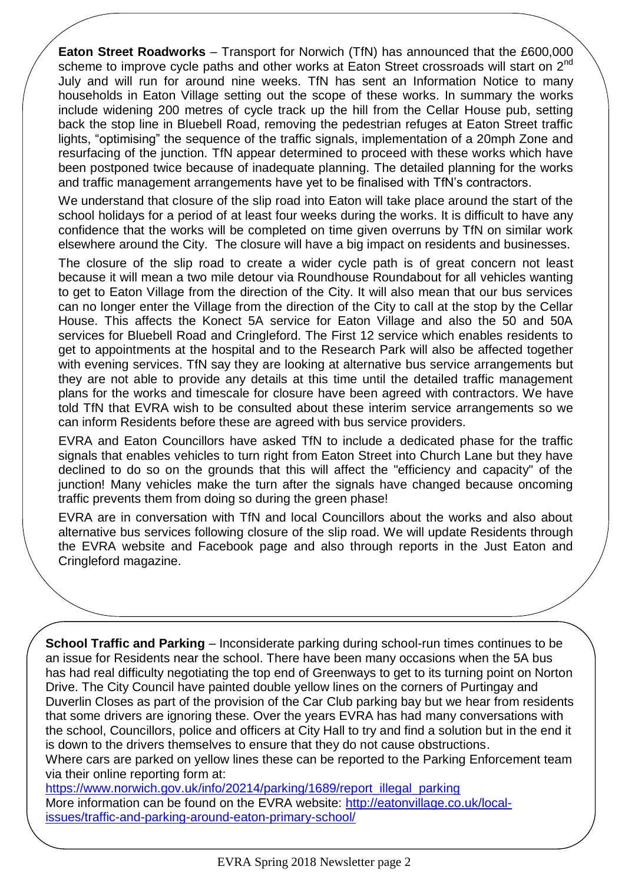**Eaton Street Roadworks** – Transport for Norwich (TfN) has announced that the £600,000 scheme to improve cycle paths and other works at Eaton Street crossroads will start on 2nd July and will run for around nine weeks. TfN has sent an Information Notice to many households in Eaton Village setting out the scope of these works. In summary the works include widening 200 metres of cycle track up the hill from the Cellar House pub, setting back the stop line in Bluebell Road, removing the pedestrian refuges at Eaton Street traffic lights, "optimising" the sequence of the traffic signals, implementation of a 20mph Zone and resurfacing of the junction. TfN appear determined to proceed with these works which have been postponed twice because of inadequate planning. The detailed planning for the works and traffic management arrangements have yet to be finalised with TfN's contractors.

We understand that closure of the slip road into Eaton will take place around the start of the school holidays for a period of at least four weeks during the works. It is difficult to have any confidence that the works will be completed on time given overruns by TfN on similar work elsewhere around the City. The closure will have a big impact on residents and businesses.

The closure of the slip road to create a wider cycle path is of great concern not least because it will mean a two mile detour via Roundhouse Roundabout for all vehicles wanting to get to Eaton Village from the direction of the City. It will also mean that our bus services can no longer enter the Village from the direction of the City to call at the stop by the Cellar House. This affects the Konect 5A service for Eaton Village and also the 50 and 50A services for Bluebell Road and Cringleford. The First 12 service which enables residents to get to appointments at the hospital and to the Research Park will also be affected together with evening services. TfN say they are looking at alternative bus service arrangements but they are not able to provide any details at this time until the detailed traffic management plans for the works and timescale for closure have been agreed with contractors. We have told TfN that EVRA wish to be consulted about these interim service arrangements so we can inform Residents before these are agreed with bus service providers.

EVRA and Eaton Councillors have asked TfN to include a dedicated phase for the traffic signals that enables vehicles to turn right from Eaton Street into Church Lane but they have declined to do so on the grounds that this will affect the "efficiency and capacity" of the junction! Many vehicles make the turn after the signals have changed because oncoming traffic prevents them from doing so during the green phase!

EVRA are in conversation with TfN and local Councillors about the works and also about alternative bus services following closure of the slip road. We will update Residents through the EVRA website and Facebook page and also through reports in the Just Eaton and Cringleford magazine.

**School Traffic and Parking** – Inconsiderate parking during school-run times continues to be an issue for Residents near the school. There have been many occasions when the 5A bus has had real difficulty negotiating the top end of Greenways to get to its turning point on Norton Drive. The City Council have painted double yellow lines on the corners of Purtingay and Duverlin Closes as part of the provision of the Car Club parking bay but we hear from residents that some drivers are ignoring these. Over the years EVRA has had many conversations with the school, Councillors, police and officers at City Hall to try and find a solution but in the end it is down to the drivers themselves to ensure that they do not cause obstructions.

Where cars are parked on yellow lines these can be reported to the Parking Enforcement team via their online reporting form at:
https://www.norwich.gov.uk/info/20214/parking/1689/report_illegal_parking
More information can be found on the EVRA website: http://eatonvillage.co.uk/local-issues/traffic-and-parking-around-eaton-primary-school/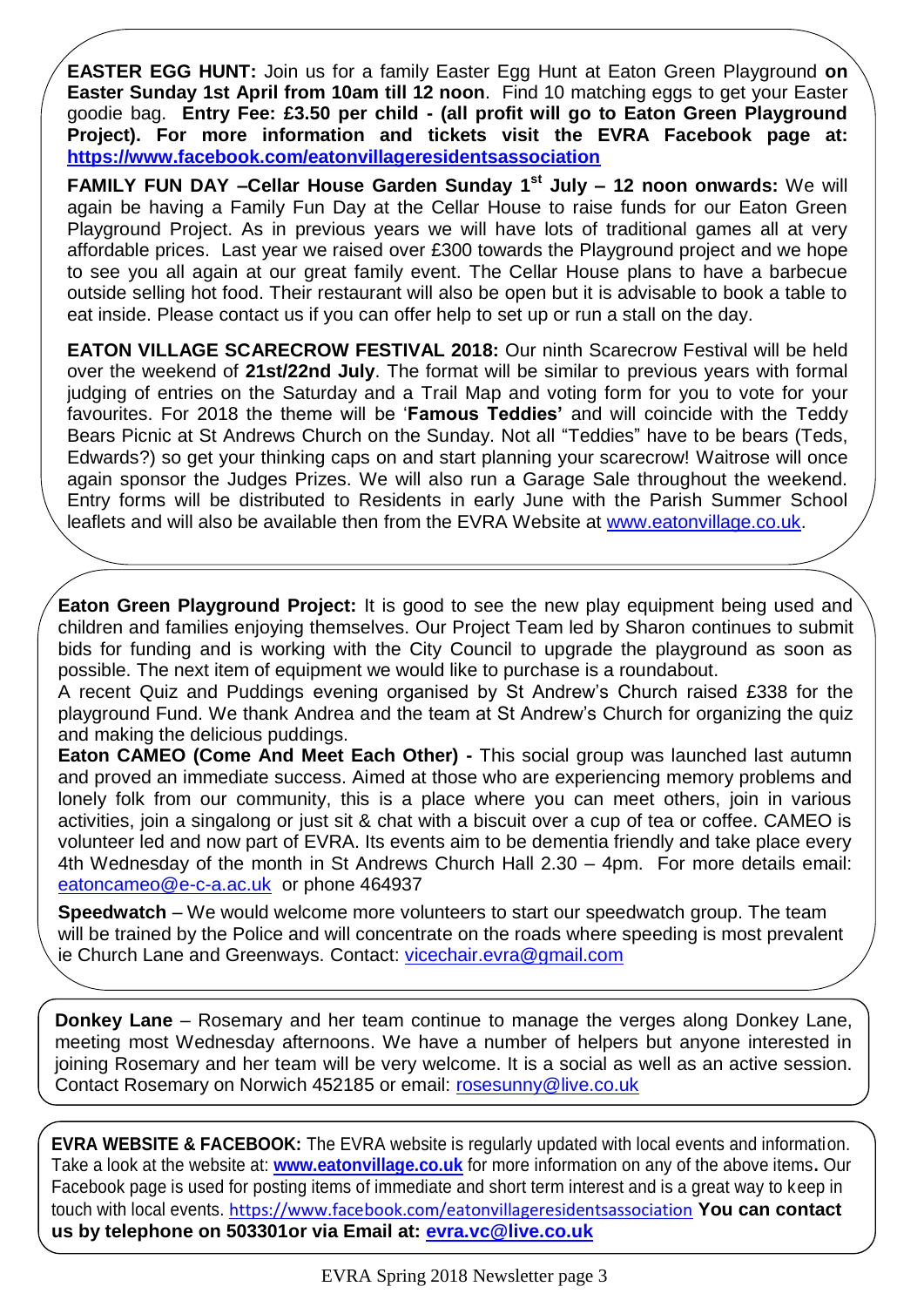**EASTER EGG HUNT:** Join us for a family Easter Egg Hunt at Eaton Green Playground **on Easter Sunday 1st April from 10am till 12 noon**. Find 10 matching eggs to get your Easter goodie bag. **Entry Fee: £3.50 per child - (all profit will go to Eaton Green Playground Project). For more information and tickets visit the EVRA Facebook page at: https://www.facebook.com/eatonvillageresidentsassociation**

**FAMILY FUN DAY –Cellar House Garden Sunday 1st July – 12 noon onwards:** We will again be having a Family Fun Day at the Cellar House to raise funds for our Eaton Green Playground Project. As in previous years we will have lots of traditional games all at very affordable prices. Last year we raised over £300 towards the Playground project and we hope to see you all again at our great family event. The Cellar House plans to have a barbecue outside selling hot food. Their restaurant will also be open but it is advisable to book a table to eat inside. Please contact us if you can offer help to set up or run a stall on the day.

**EATON VILLAGE SCARECROW FESTIVAL 2018:** Our ninth Scarecrow Festival will be held over the weekend of **21st/22nd July**. The format will be similar to previous years with formal judging of entries on the Saturday and a Trail Map and voting form for you to vote for your favourites. For 2018 the theme will be '**Famous Teddies'** and will coincide with the Teddy Bears Picnic at St Andrews Church on the Sunday. Not all "Teddies" have to be bears (Teds, Edwards?) so get your thinking caps on and start planning your scarecrow! Waitrose will once again sponsor the Judges Prizes. We will also run a Garage Sale throughout the weekend. Entry forms will be distributed to Residents in early June with the Parish Summer School leaflets and will also be available then from the EVRA Website at www.eatonvillage.co.uk.

**Eaton Green Playground Project:** It is good to see the new play equipment being used and children and families enjoying themselves. Our Project Team led by Sharon continues to submit bids for funding and is working with the City Council to upgrade the playground as soon as possible. The next item of equipment we would like to purchase is a roundabout.

A recent Quiz and Puddings evening organised by St Andrew's Church raised £338 for the playground Fund. We thank Andrea and the team at St Andrew's Church for organizing the quiz and making the delicious puddings.

**Eaton CAMEO (Come And Meet Each Other) -** This social group was launched last autumn and proved an immediate success. Aimed at those who are experiencing memory problems and lonely folk from our community, this is a place where you can meet others, join in various activities, join a singalong or just sit & chat with a biscuit over a cup of tea or coffee. CAMEO is volunteer led and now part of EVRA. Its events aim to be dementia friendly and take place every 4th Wednesday of the month in St Andrews Church Hall 2.30 – 4pm. For more details email: eatoncameo@e-c-a.ac.uk or phone 464937

**Speedwatch** – We would welcome more volunteers to start our speedwatch group. The team will be trained by the Police and will concentrate on the roads where speeding is most prevalent ie Church Lane and Greenways. Contact: vicechair.evra@gmail.com

**Donkey Lane** – Rosemary and her team continue to manage the verges along Donkey Lane, meeting most Wednesday afternoons. We have a number of helpers but anyone interested in joining Rosemary and her team will be very welcome. It is a social as well as an active session. Contact Rosemary on Norwich 452185 or email: rosesunny@live.co.uk

**EVRA WEBSITE & FACEBOOK:** The EVRA website is regularly updated with local events and information. Take a look at the website at: **www.eatonvillage.co.uk** for more information on any of the above items**.** Our Facebook page is used for posting items of immediate and short term interest and is a great way to keep in touch with local events. https://www.facebook.com/eatonvillageresidentsassociation **You can contact us by telephone on 503301or via Email at: evra.vc@live.co.uk**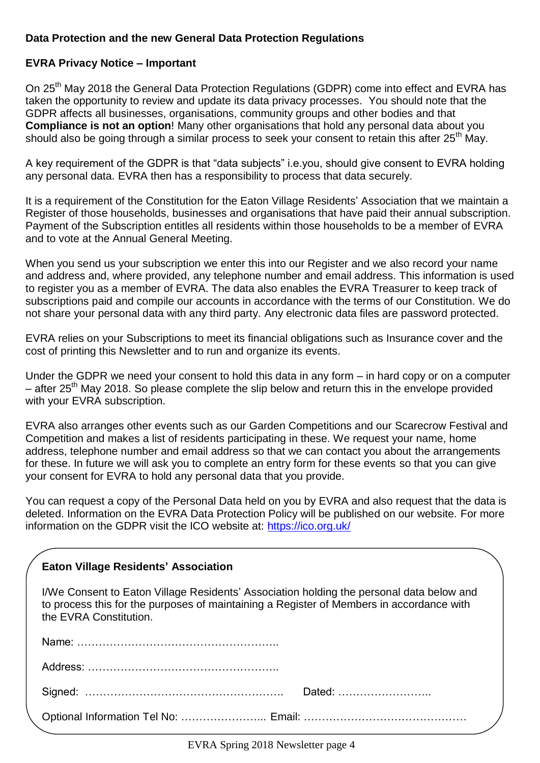**Data Protection and the new General Data Protection Regulations**

**EVRA Privacy Notice – Important**

On 25th May 2018 the General Data Protection Regulations (GDPR) come into effect and EVRA has taken the opportunity to review and update its data privacy processes. You should note that the GDPR affects all businesses, organisations, community groups and other bodies and that **Compliance is not an option**! Many other organisations that hold any personal data about you should also be going through a similar process to seek your consent to retain this after 25th May.

A key requirement of the GDPR is that "data subjects" i.e.you, should give consent to EVRA holding any personal data. EVRA then has a responsibility to process that data securely.

It is a requirement of the Constitution for the Eaton Village Residents' Association that we maintain a Register of those households, businesses and organisations that have paid their annual subscription. Payment of the Subscription entitles all residents within those households to be a member of EVRA and to vote at the Annual General Meeting.

When you send us your subscription we enter this into our Register and we also record your name and address and, where provided, any telephone number and email address. This information is used to register you as a member of EVRA. The data also enables the EVRA Treasurer to keep track of subscriptions paid and compile our accounts in accordance with the terms of our Constitution. We do not share your personal data with any third party. Any electronic data files are password protected.

EVRA relies on your Subscriptions to meet its financial obligations such as Insurance cover and the cost of printing this Newsletter and to run and organize its events.

Under the GDPR we need your consent to hold this data in any form – in hard copy or on a computer – after 25th May 2018. So please complete the slip below and return this in the envelope provided with your EVRA subscription.

EVRA also arranges other events such as our Garden Competitions and our Scarecrow Festival and Competition and makes a list of residents participating in these. We request your name, home address, telephone number and email address so that we can contact you about the arrangements for these. In future we will ask you to complete an entry form for these events so that you can give your consent for EVRA to hold any personal data that you provide.

You can request a copy of the Personal Data held on you by EVRA and also request that the data is deleted. Information on the EVRA Data Protection Policy will be published on our website. For more information on the GDPR visit the ICO website at: https://ico.org.uk/

**Eaton Village Residents' Association**

I/We Consent to Eaton Village Residents' Association holding the personal data below and to process this for the purposes of maintaining a Register of Members in accordance with the EVRA Constitution.

Name: ………………………………………………..

Address: ……………………………………………..

Signed: ………………………………………………. Dated: ……………………..

Optional Information Tel No: ………………….. Email: ………………………………………